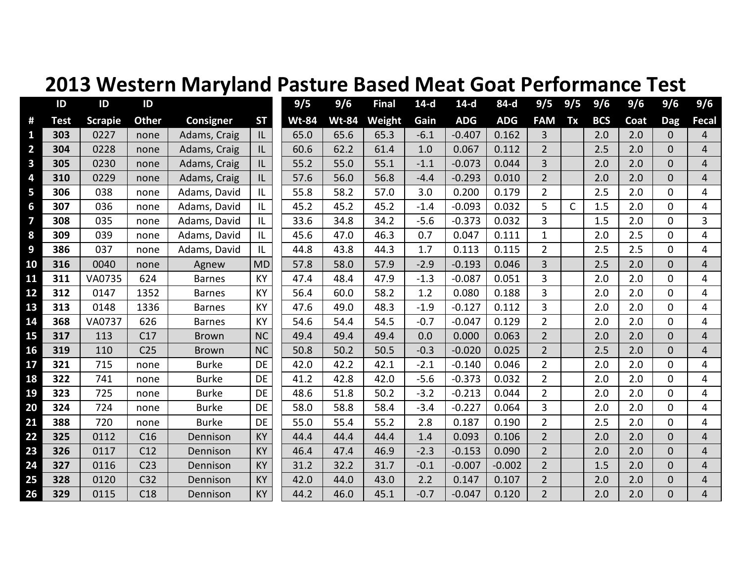# 2013 Western Maryland Pasture Based Meat Goat Performance Test

| # | ID Test | ID Scrapie | ID Other | Consigner | ST | 9/5 Wt-84 | 9/6 Wt-84 | Final Weight | 14-d Gain | 14-d ADG | 84-d ADG | 9/5 FAM | 9/5 Tx | 9/6 BCS | 9/6 Coat | 9/6 Dag | 9/6 Fecal |
|---|---|---|---|---|---|---|---|---|---|---|---|---|---|---|---|---|---|
| 1 | **303** | 0227 | none | Adams, Craig | IL | 65.0 | 65.6 | 65.3 | -6.1 | -0.407 | 0.162 | 3 | | 2.0 | 2.0 | 0 | 4 |
| 2 | **304** | 0228 | none | Adams, Craig | IL | 60.6 | 62.2 | 61.4 | 1.0 | 0.067 | 0.112 | 2 | | 2.5 | 2.0 | 0 | 4 |
| 3 | **305** | 0230 | none | Adams, Craig | IL | 55.2 | 55.0 | 55.1 | -1.1 | -0.073 | 0.044 | 3 | | 2.0 | 2.0 | 0 | 4 |
| 4 | **310** | 0229 | none | Adams, Craig | IL | 57.6 | 56.0 | 56.8 | -4.4 | -0.293 | 0.010 | 2 | | 2.0 | 2.0 | 0 | 4 |
| 5 | **306** | 038 | none | Adams, David | IL | 55.8 | 58.2 | 57.0 | 3.0 | 0.200 | 0.179 | 2 | | 2.5 | 2.0 | 0 | 4 |
| 6 | **307** | 036 | none | Adams, David | IL | 45.2 | 45.2 | 45.2 | -1.4 | -0.093 | 0.032 | 5 | C | 1.5 | 2.0 | 0 | 4 |
| 7 | **308** | 035 | none | Adams, David | IL | 33.6 | 34.8 | 34.2 | -5.6 | -0.373 | 0.032 | 3 | | 1.5 | 2.0 | 0 | 3 |
| 8 | **309** | 039 | none | Adams, David | IL | 45.6 | 47.0 | 46.3 | 0.7 | 0.047 | 0.111 | 1 | | 2.0 | 2.5 | 0 | 4 |
| 9 | **386** | 037 | none | Adams, David | IL | 44.8 | 43.8 | 44.3 | 1.7 | 0.113 | 0.115 | 2 | | 2.5 | 2.5 | 0 | 4 |
| 10 | **316** | 0040 | none | Agnew | MD | 57.8 | 58.0 | 57.9 | -2.9 | -0.193 | 0.046 | 3 | | 2.5 | 2.0 | 0 | 4 |
| 11 | **311** | VA0735 | 624 | Barnes | KY | 47.4 | 48.4 | 47.9 | -1.3 | -0.087 | 0.051 | 3 | | 2.0 | 2.0 | 0 | 4 |
| 12 | **312** | 0147 | 1352 | Barnes | KY | 56.4 | 60.0 | 58.2 | 1.2 | 0.080 | 0.188 | 3 | | 2.0 | 2.0 | 0 | 4 |
| 13 | **313** | 0148 | 1336 | Barnes | KY | 47.6 | 49.0 | 48.3 | -1.9 | -0.127 | 0.112 | 3 | | 2.0 | 2.0 | 0 | 4 |
| 14 | **368** | VA0737 | 626 | Barnes | KY | 54.6 | 54.4 | 54.5 | -0.7 | -0.047 | 0.129 | 2 | | 2.0 | 2.0 | 0 | 4 |
| 15 | **317** | 113 | C17 | Brown | NC | 49.4 | 49.4 | 49.4 | 0.0 | 0.000 | 0.063 | 2 | | 2.0 | 2.0 | 0 | 4 |
| 16 | **319** | 110 | C25 | Brown | NC | 50.8 | 50.2 | 50.5 | -0.3 | -0.020 | 0.025 | 2 | | 2.5 | 2.0 | 0 | 4 |
| 17 | **321** | 715 | none | Burke | DE | 42.0 | 42.2 | 42.1 | -2.1 | -0.140 | 0.046 | 2 | | 2.0 | 2.0 | 0 | 4 |
| 18 | **322** | 741 | none | Burke | DE | 41.2 | 42.8 | 42.0 | -5.6 | -0.373 | 0.032 | 2 | | 2.0 | 2.0 | 0 | 4 |
| 19 | **323** | 725 | none | Burke | DE | 48.6 | 51.8 | 50.2 | -3.2 | -0.213 | 0.044 | 2 | | 2.0 | 2.0 | 0 | 4 |
| 20 | **324** | 724 | none | Burke | DE | 58.0 | 58.8 | 58.4 | -3.4 | -0.227 | 0.064 | 3 | | 2.0 | 2.0 | 0 | 4 |
| 21 | **388** | 720 | none | Burke | DE | 55.0 | 55.4 | 55.2 | 2.8 | 0.187 | 0.190 | 2 | | 2.5 | 2.0 | 0 | 4 |
| 22 | **325** | 0112 | C16 | Dennison | KY | 44.4 | 44.4 | 44.4 | 1.4 | 0.093 | 0.106 | 2 | | 2.0 | 2.0 | 0 | 4 |
| 23 | **326** | 0117 | C12 | Dennison | KY | 46.4 | 47.4 | 46.9 | -2.3 | -0.153 | 0.090 | 2 | | 2.0 | 2.0 | 0 | 4 |
| 24 | **327** | 0116 | C23 | Dennison | KY | 31.2 | 32.2 | 31.7 | -0.1 | -0.007 | -0.002 | 2 | | 1.5 | 2.0 | 0 | 4 |
| 25 | **328** | 0120 | C32 | Dennison | KY | 42.0 | 44.0 | 43.0 | 2.2 | 0.147 | 0.107 | 2 | | 2.0 | 2.0 | 0 | 4 |
| 26 | **329** | 0115 | C18 | Dennison | KY | 44.2 | 46.0 | 45.1 | -0.7 | -0.047 | 0.120 | 2 | | 2.0 | 2.0 | 0 | 4 |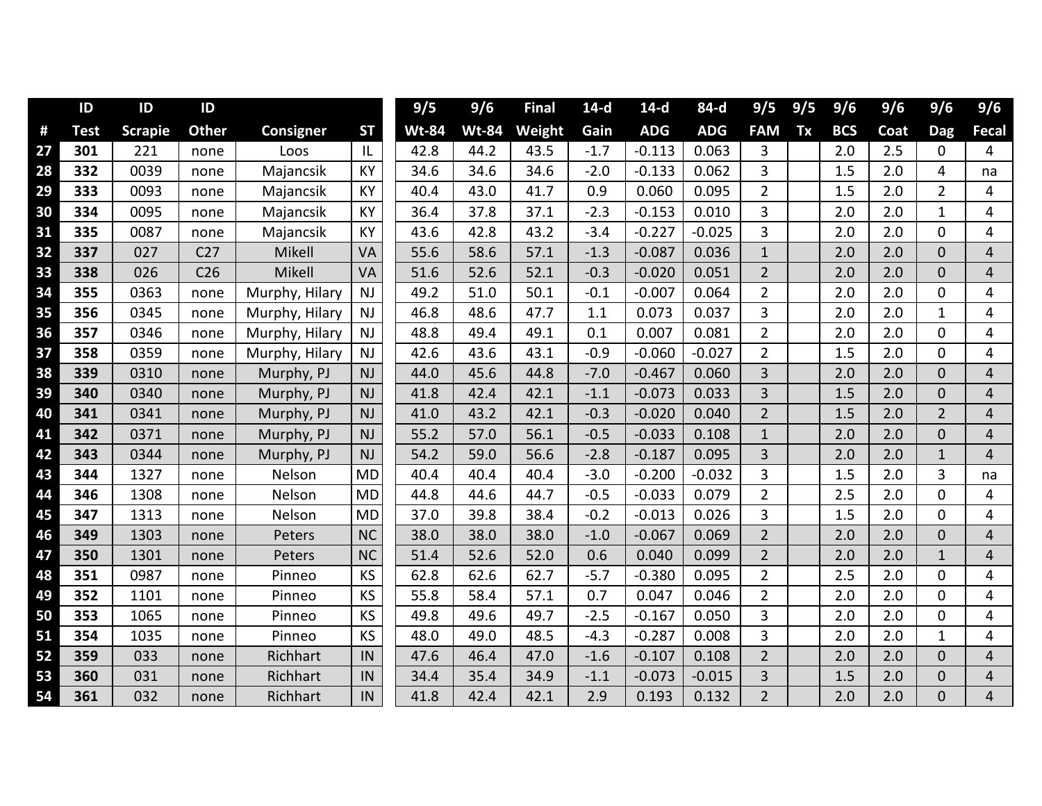| # | ID Test | ID Scrapie | ID Other | Consigner | ST | 9/5 Wt-84 | 9/6 Wt-84 | Final Weight | 14-d Gain | 14-d ADG | 84-d ADG | 9/5 FAM | 9/5 Tx | 9/6 BCS | 9/6 Coat | 9/6 Dag | 9/6 Fecal |
|---|---|---|---|---|---|---|---|---|---|---|---|---|---|---|---|---|---|
| 27 | 301 | 221 | none | Loos | IL | 42.8 | 44.2 | 43.5 | -1.7 | -0.113 | 0.063 | 3 | | 2.0 | 2.5 | 0 | 4 |
| 28 | 332 | 0039 | none | Majancsik | KY | 34.6 | 34.6 | 34.6 | -2.0 | -0.133 | 0.062 | 3 | | 1.5 | 2.0 | 4 | na |
| 29 | 333 | 0093 | none | Majancsik | KY | 40.4 | 43.0 | 41.7 | 0.9 | 0.060 | 0.095 | 2 | | 1.5 | 2.0 | 2 | 4 |
| 30 | 334 | 0095 | none | Majancsik | KY | 36.4 | 37.8 | 37.1 | -2.3 | -0.153 | 0.010 | 3 | | 2.0 | 2.0 | 1 | 4 |
| 31 | 335 | 0087 | none | Majancsik | KY | 43.6 | 42.8 | 43.2 | -3.4 | -0.227 | -0.025 | 3 | | 2.0 | 2.0 | 0 | 4 |
| 32 | 337 | 027 | C27 | Mikell | VA | 55.6 | 58.6 | 57.1 | -1.3 | -0.087 | 0.036 | 1 | | 2.0 | 2.0 | 0 | 4 |
| 33 | 338 | 026 | C26 | Mikell | VA | 51.6 | 52.6 | 52.1 | -0.3 | -0.020 | 0.051 | 2 | | 2.0 | 2.0 | 0 | 4 |
| 34 | 355 | 0363 | none | Murphy, Hilary | NJ | 49.2 | 51.0 | 50.1 | -0.1 | -0.007 | 0.064 | 2 | | 2.0 | 2.0 | 0 | 4 |
| 35 | 356 | 0345 | none | Murphy, Hilary | NJ | 46.8 | 48.6 | 47.7 | 1.1 | 0.073 | 0.037 | 3 | | 2.0 | 2.0 | 1 | 4 |
| 36 | 357 | 0346 | none | Murphy, Hilary | NJ | 48.8 | 49.4 | 49.1 | 0.1 | 0.007 | 0.081 | 2 | | 2.0 | 2.0 | 0 | 4 |
| 37 | 358 | 0359 | none | Murphy, Hilary | NJ | 42.6 | 43.6 | 43.1 | -0.9 | -0.060 | -0.027 | 2 | | 1.5 | 2.0 | 0 | 4 |
| 38 | 339 | 0310 | none | Murphy, PJ | NJ | 44.0 | 45.6 | 44.8 | -7.0 | -0.467 | 0.060 | 3 | | 2.0 | 2.0 | 0 | 4 |
| 39 | 340 | 0340 | none | Murphy, PJ | NJ | 41.8 | 42.4 | 42.1 | -1.1 | -0.073 | 0.033 | 3 | | 1.5 | 2.0 | 0 | 4 |
| 40 | 341 | 0341 | none | Murphy, PJ | NJ | 41.0 | 43.2 | 42.1 | -0.3 | -0.020 | 0.040 | 2 | | 1.5 | 2.0 | 2 | 4 |
| 41 | 342 | 0371 | none | Murphy, PJ | NJ | 55.2 | 57.0 | 56.1 | -0.5 | -0.033 | 0.108 | 1 | | 2.0 | 2.0 | 0 | 4 |
| 42 | 343 | 0344 | none | Murphy, PJ | NJ | 54.2 | 59.0 | 56.6 | -2.8 | -0.187 | 0.095 | 3 | | 2.0 | 2.0 | 1 | 4 |
| 43 | 344 | 1327 | none | Nelson | MD | 40.4 | 40.4 | 40.4 | -3.0 | -0.200 | -0.032 | 3 | | 1.5 | 2.0 | 3 | na |
| 44 | 346 | 1308 | none | Nelson | MD | 44.8 | 44.6 | 44.7 | -0.5 | -0.033 | 0.079 | 2 | | 2.5 | 2.0 | 0 | 4 |
| 45 | 347 | 1313 | none | Nelson | MD | 37.0 | 39.8 | 38.4 | -0.2 | -0.013 | 0.026 | 3 | | 1.5 | 2.0 | 0 | 4 |
| 46 | 349 | 1303 | none | Peters | NC | 38.0 | 38.0 | 38.0 | -1.0 | -0.067 | 0.069 | 2 | | 2.0 | 2.0 | 0 | 4 |
| 47 | 350 | 1301 | none | Peters | NC | 51.4 | 52.6 | 52.0 | 0.6 | 0.040 | 0.099 | 2 | | 2.0 | 2.0 | 1 | 4 |
| 48 | 351 | 0987 | none | Pinneo | KS | 62.8 | 62.6 | 62.7 | -5.7 | -0.380 | 0.095 | 2 | | 2.5 | 2.0 | 0 | 4 |
| 49 | 352 | 1101 | none | Pinneo | KS | 55.8 | 58.4 | 57.1 | 0.7 | 0.047 | 0.046 | 2 | | 2.0 | 2.0 | 0 | 4 |
| 50 | 353 | 1065 | none | Pinneo | KS | 49.8 | 49.6 | 49.7 | -2.5 | -0.167 | 0.050 | 3 | | 2.0 | 2.0 | 0 | 4 |
| 51 | 354 | 1035 | none | Pinneo | KS | 48.0 | 49.0 | 48.5 | -4.3 | -0.287 | 0.008 | 3 | | 2.0 | 2.0 | 1 | 4 |
| 52 | 359 | 033 | none | Richhart | IN | 47.6 | 46.4 | 47.0 | -1.6 | -0.107 | 0.108 | 2 | | 2.0 | 2.0 | 0 | 4 |
| 53 | 360 | 031 | none | Richhart | IN | 34.4 | 35.4 | 34.9 | -1.1 | -0.073 | -0.015 | 3 | | 1.5 | 2.0 | 0 | 4 |
| 54 | 361 | 032 | none | Richhart | IN | 41.8 | 42.4 | 42.1 | 2.9 | 0.193 | 0.132 | 2 | | 2.0 | 2.0 | 0 | 4 |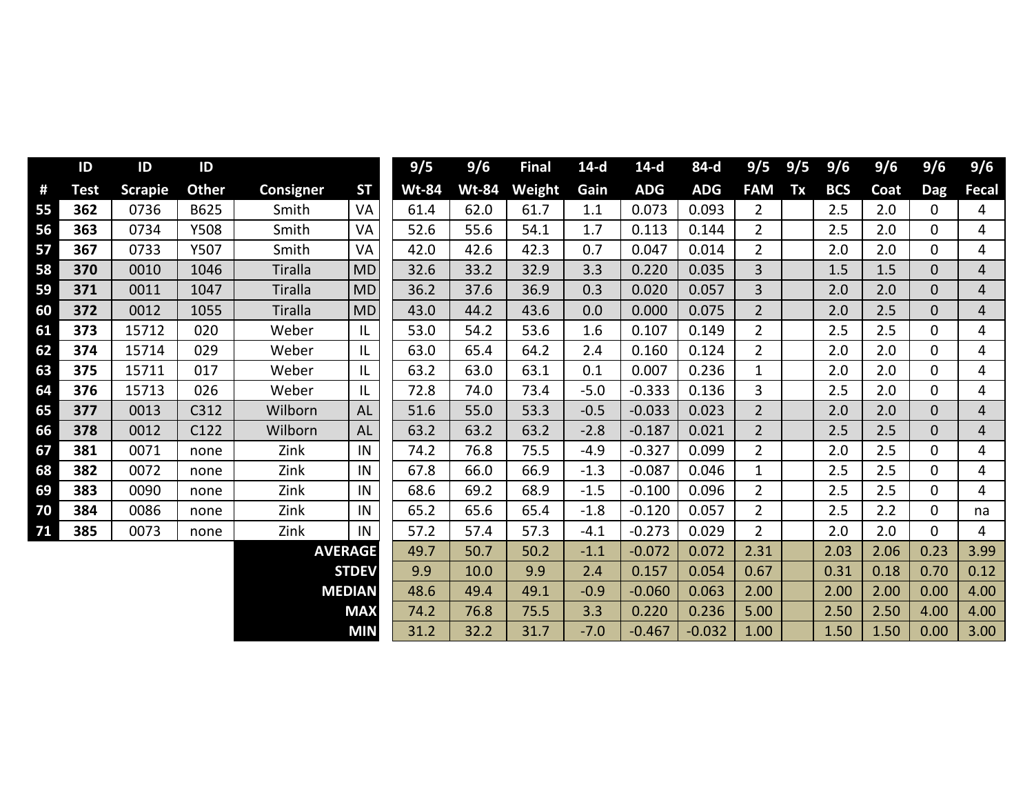| # | ID Test | ID Scrapie | ID Other | Consigner | ST | 9/5 Wt-84 | 9/6 Wt-84 | Final Weight | 14-d Gain | 14-d ADG | 84-d ADG | 9/5 FAM | 9/5 Tx | 9/6 BCS | 9/6 Coat | 9/6 Dag | 9/6 Fecal |
|---|---|---|---|---|---|---|---|---|---|---|---|---|---|---|---|---|---|
| 55 | **362** | 0736 | B625 | Smith | VA | 61.4 | 62.0 | 61.7 | 1.1 | 0.073 | 0.093 | 2 | | 2.5 | 2.0 | 0 | 4 |
| 56 | **363** | 0734 | Y508 | Smith | VA | 52.6 | 55.6 | 54.1 | 1.7 | 0.113 | 0.144 | 2 | | 2.5 | 2.0 | 0 | 4 |
| 57 | **367** | 0733 | Y507 | Smith | VA | 42.0 | 42.6 | 42.3 | 0.7 | 0.047 | 0.014 | 2 | | 2.0 | 2.0 | 0 | 4 |
| 58 | **370** | 0010 | 1046 | Tiralla | MD | 32.6 | 33.2 | 32.9 | 3.3 | 0.220 | 0.035 | 3 | | 1.5 | 1.5 | 0 | 4 |
| 59 | **371** | 0011 | 1047 | Tiralla | MD | 36.2 | 37.6 | 36.9 | 0.3 | 0.020 | 0.057 | 3 | | 2.0 | 2.0 | 0 | 4 |
| 60 | **372** | 0012 | 1055 | Tiralla | MD | 43.0 | 44.2 | 43.6 | 0.0 | 0.000 | 0.075 | 2 | | 2.0 | 2.5 | 0 | 4 |
| 61 | **373** | 15712 | 020 | Weber | IL | 53.0 | 54.2 | 53.6 | 1.6 | 0.107 | 0.149 | 2 | | 2.5 | 2.5 | 0 | 4 |
| 62 | **374** | 15714 | 029 | Weber | IL | 63.0 | 65.4 | 64.2 | 2.4 | 0.160 | 0.124 | 2 | | 2.0 | 2.0 | 0 | 4 |
| 63 | **375** | 15711 | 017 | Weber | IL | 63.2 | 63.0 | 63.1 | 0.1 | 0.007 | 0.236 | 1 | | 2.0 | 2.0 | 0 | 4 |
| 64 | **376** | 15713 | 026 | Weber | IL | 72.8 | 74.0 | 73.4 | -5.0 | -0.333 | 0.136 | 3 | | 2.5 | 2.0 | 0 | 4 |
| 65 | **377** | 0013 | C312 | Wilborn | AL | 51.6 | 55.0 | 53.3 | -0.5 | -0.033 | 0.023 | 2 | | 2.0 | 2.0 | 0 | 4 |
| 66 | **378** | 0012 | C122 | Wilborn | AL | 63.2 | 63.2 | 63.2 | -2.8 | -0.187 | 0.021 | 2 | | 2.5 | 2.5 | 0 | 4 |
| 67 | **381** | 0071 | none | Zink | IN | 74.2 | 76.8 | 75.5 | -4.9 | -0.327 | 0.099 | 2 | | 2.0 | 2.5 | 0 | 4 |
| 68 | **382** | 0072 | none | Zink | IN | 67.8 | 66.0 | 66.9 | -1.3 | -0.087 | 0.046 | 1 | | 2.5 | 2.5 | 0 | 4 |
| 69 | **383** | 0090 | none | Zink | IN | 68.6 | 69.2 | 68.9 | -1.5 | -0.100 | 0.096 | 2 | | 2.5 | 2.5 | 0 | 4 |
| 70 | **384** | 0086 | none | Zink | IN | 65.2 | 65.6 | 65.4 | -1.8 | -0.120 | 0.057 | 2 | | 2.5 | 2.2 | 0 | na |
| 71 | **385** | 0073 | none | Zink | IN | 57.2 | 57.4 | 57.3 | -4.1 | -0.273 | 0.029 | 2 | | 2.0 | 2.0 | 0 | 4 |
| | | | | | **AVERAGE** | 49.7 | 50.7 | 50.2 | -1.1 | -0.072 | 0.072 | 2.31 | | 2.03 | 2.06 | 0.23 | 3.99 |
| | | | | | **STDEV** | 9.9 | 10.0 | 9.9 | 2.4 | 0.157 | 0.054 | 0.67 | | 0.31 | 0.18 | 0.70 | 0.12 |
| | | | | | **MEDIAN** | 48.6 | 49.4 | 49.1 | -0.9 | -0.060 | 0.063 | 2.00 | | 2.00 | 2.00 | 0.00 | 4.00 |
| | | | | | **MAX** | 74.2 | 76.8 | 75.5 | 3.3 | 0.220 | 0.236 | 5.00 | | 2.50 | 2.50 | 4.00 | 4.00 |
| | | | | | **MIN** | 31.2 | 32.2 | 31.7 | -7.0 | -0.467 | -0.032 | 1.00 | | 1.50 | 1.50 | 0.00 | 3.00 |